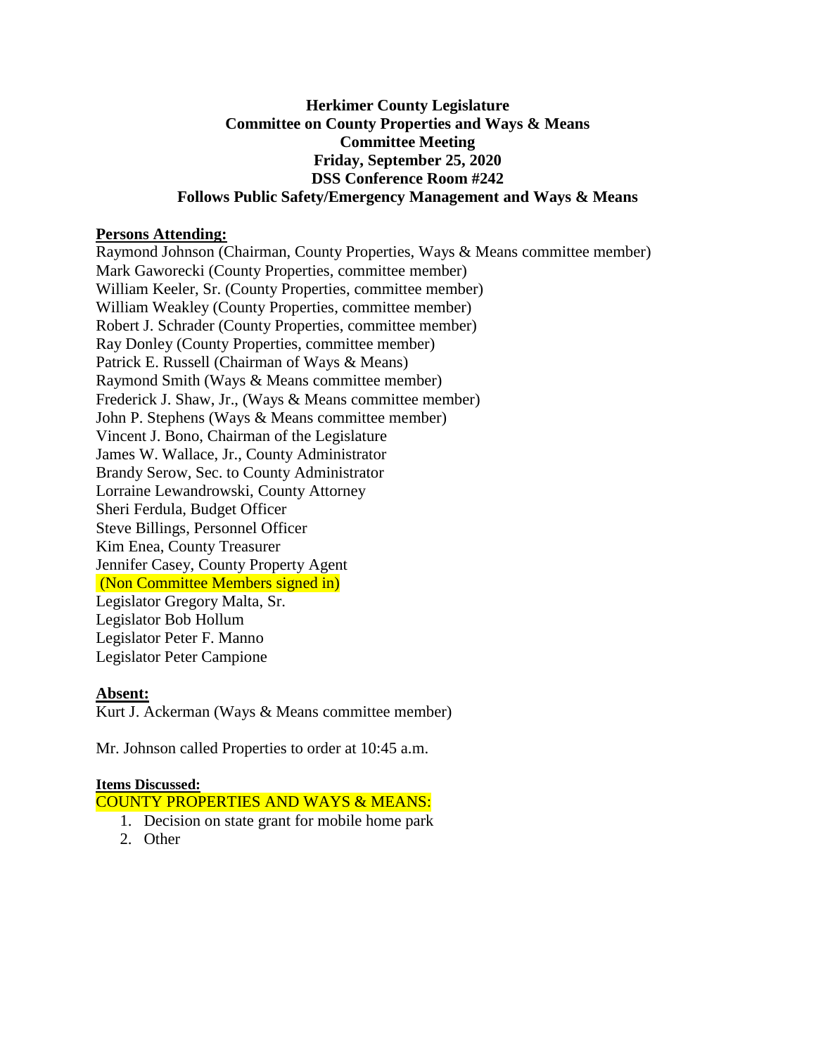**Herkimer County Legislature**
**Committee on County Properties and Ways & Means**
**Committee Meeting**
**Friday, September 25, 2020**
**DSS Conference Room #242**
**Follows Public Safety/Emergency Management and Ways & Means**

**Persons Attending:**

Raymond Johnson (Chairman, County Properties, Ways & Means committee member)
Mark Gaworecki (County Properties, committee member)
William Keeler, Sr. (County Properties, committee member)
William Weakley (County Properties, committee member)
Robert J. Schrader (County Properties, committee member)
Ray Donley (County Properties, committee member)
Patrick E. Russell (Chairman of Ways & Means)
Raymond Smith (Ways & Means committee member)
Frederick J. Shaw, Jr., (Ways & Means committee member)
John P. Stephens (Ways & Means committee member)
Vincent J. Bono, Chairman of the Legislature
James W. Wallace, Jr., County Administrator
Brandy Serow, Sec. to County Administrator
Lorraine Lewandrowski, County Attorney
Sheri Ferdula, Budget Officer
Steve Billings, Personnel Officer
Kim Enea, County Treasurer
Jennifer Casey, County Property Agent
(Non Committee Members signed in)
Legislator Gregory Malta, Sr.
Legislator Bob Hollum
Legislator Peter F. Manno
Legislator Peter Campione

**Absent:**

Kurt J. Ackerman (Ways & Means committee member)

Mr. Johnson called Properties to order at 10:45 a.m.

**Items Discussed:**

COUNTY PROPERTIES AND WAYS & MEANS:

1. Decision on state grant for mobile home park
2. Other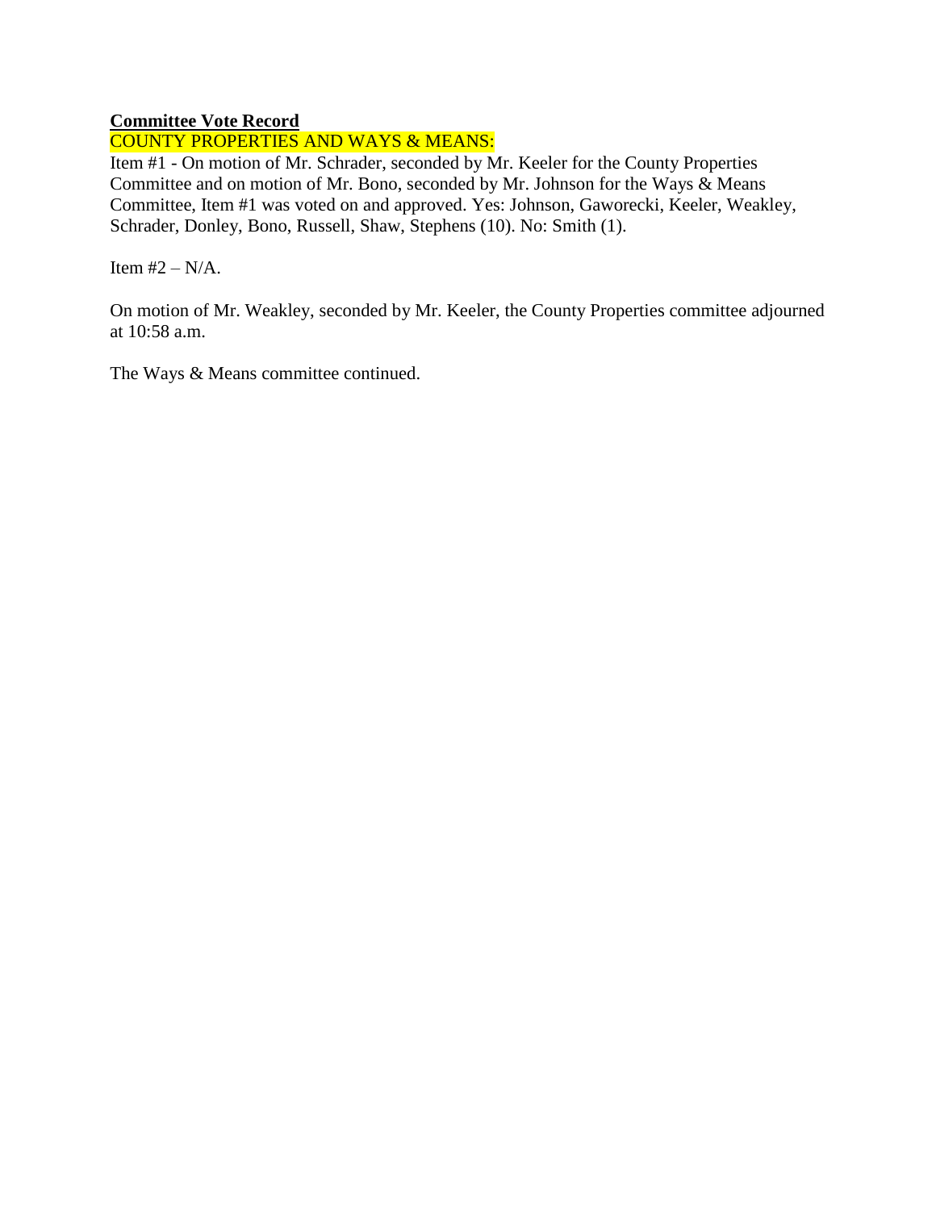**Committee Vote Record**

COUNTY PROPERTIES AND WAYS & MEANS:

Item #1 - On motion of Mr. Schrader, seconded by Mr. Keeler for the County Properties Committee and on motion of Mr. Bono, seconded by Mr. Johnson for the Ways & Means Committee, Item #1 was voted on and approved. Yes: Johnson, Gaworecki, Keeler, Weakley, Schrader, Donley, Bono, Russell, Shaw, Stephens (10). No: Smith (1).

Item #2 – N/A.

On motion of Mr. Weakley, seconded by Mr. Keeler, the County Properties committee adjourned at 10:58 a.m.

The Ways & Means committee continued.